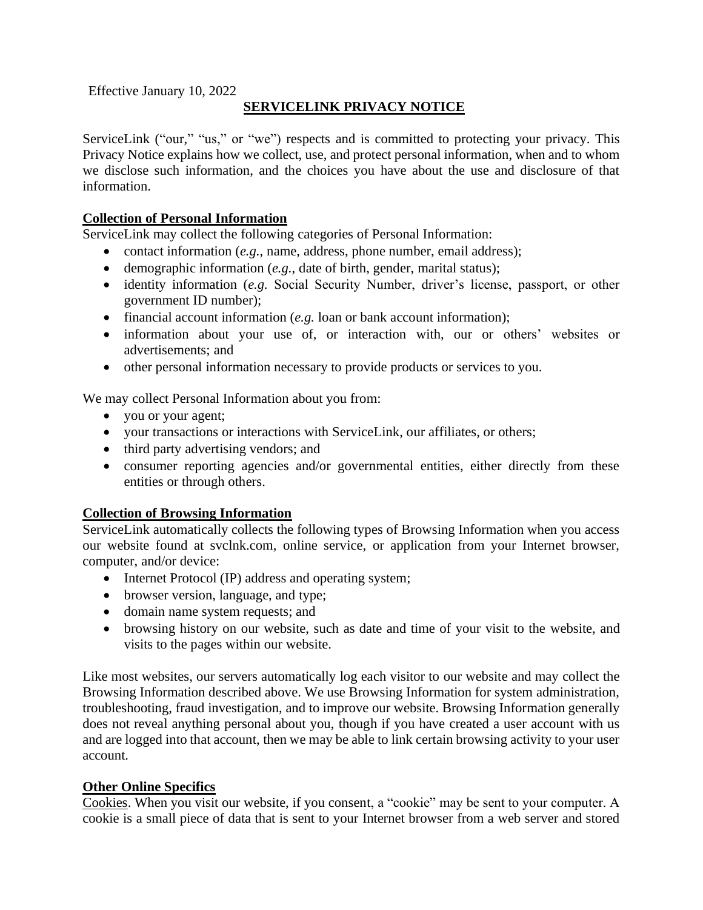Effective January 10, 2022

# SERVICELINK PRIVACY NOTICE

ServiceLink ("our," "us," or "we") respects and is committed to protecting your privacy. This Privacy Notice explains how we collect, use, and protect personal information, when and to whom we disclose such information, and the choices you have about the use and disclosure of that information.

## Collection of Personal Information

ServiceLink may collect the following categories of Personal Information:

- contact information (*e.g.*, name, address, phone number, email address);
- demographic information (*e.g.*, date of birth, gender, marital status);
- identity information (*e.g.* Social Security Number, driver's license, passport, or other government ID number);
- financial account information (*e.g.* loan or bank account information);
- information about your use of, or interaction with, our or others' websites or advertisements; and
- other personal information necessary to provide products or services to you.

We may collect Personal Information about you from:

- you or your agent;
- your transactions or interactions with ServiceLink, our affiliates, or others;
- third party advertising vendors; and
- consumer reporting agencies and/or governmental entities, either directly from these entities or through others.

## Collection of Browsing Information

ServiceLink automatically collects the following types of Browsing Information when you access our website found at svclnk.com, online service, or application from your Internet browser, computer, and/or device:

- Internet Protocol (IP) address and operating system;
- browser version, language, and type;
- domain name system requests; and
- browsing history on our website, such as date and time of your visit to the website, and visits to the pages within our website.

Like most websites, our servers automatically log each visitor to our website and may collect the Browsing Information described above. We use Browsing Information for system administration, troubleshooting, fraud investigation, and to improve our website. Browsing Information generally does not reveal anything personal about you, though if you have created a user account with us and are logged into that account, then we may be able to link certain browsing activity to your user account.

## Other Online Specifics

Cookies. When you visit our website, if you consent, a "cookie" may be sent to your computer. A cookie is a small piece of data that is sent to your Internet browser from a web server and stored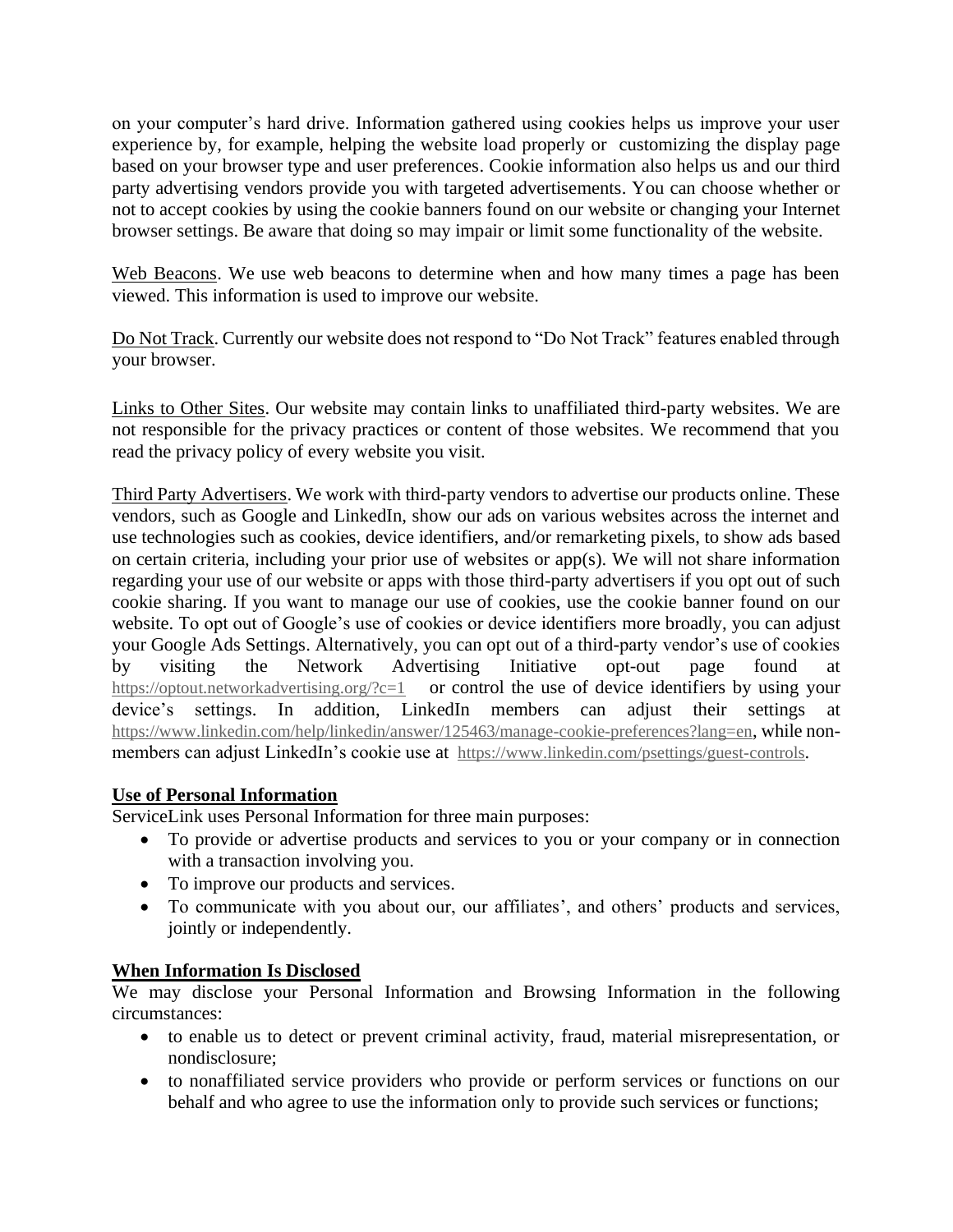on your computer's hard drive. Information gathered using cookies helps us improve your user experience by, for example, helping the website load properly or customizing the display page based on your browser type and user preferences. Cookie information also helps us and our third party advertising vendors provide you with targeted advertisements. You can choose whether or not to accept cookies by using the cookie banners found on our website or changing your Internet browser settings. Be aware that doing so may impair or limit some functionality of the website.

<u>Web Beacons</u>. We use web beacons to determine when and how many times a page has been viewed. This information is used to improve our website.

<u>Do Not Track</u>. Currently our website does not respond to "Do Not Track" features enabled through your browser.

<u>Links to Other Sites</u>. Our website may contain links to unaffiliated third-party websites. We are not responsible for the privacy practices or content of those websites. We recommend that you read the privacy policy of every website you visit.

<u>Third Party Advertisers</u>. We work with third-party vendors to advertise our products online. These vendors, such as Google and LinkedIn, show our ads on various websites across the internet and use technologies such as cookies, device identifiers, and/or remarketing pixels, to show ads based on certain criteria, including your prior use of websites or app(s). We will not share information regarding your use of our website or apps with those third-party advertisers if you opt out of such cookie sharing. If you want to manage our use of cookies, use the cookie banner found on our website. To opt out of Google's use of cookies or device identifiers more broadly, you can adjust your Google Ads Settings. Alternatively, you can opt out of a third-party vendor's use of cookies by visiting the Network Advertising Initiative opt-out page found at https://optout.networkadvertising.org/?c=1 or control the use of device identifiers by using your device's settings. In addition, LinkedIn members can adjust their settings at https://www.linkedin.com/help/linkedin/answer/125463/manage-cookie-preferences?lang=en, while non-members can adjust LinkedIn's cookie use at https://www.linkedin.com/psettings/guest-controls.

## Use of Personal Information

ServiceLink uses Personal Information for three main purposes:

- To provide or advertise products and services to you or your company or in connection with a transaction involving you.
- To improve our products and services.
- To communicate with you about our, our affiliates', and others' products and services, jointly or independently.

## When Information Is Disclosed

We may disclose your Personal Information and Browsing Information in the following circumstances:

- to enable us to detect or prevent criminal activity, fraud, material misrepresentation, or nondisclosure;
- to nonaffiliated service providers who provide or perform services or functions on our behalf and who agree to use the information only to provide such services or functions;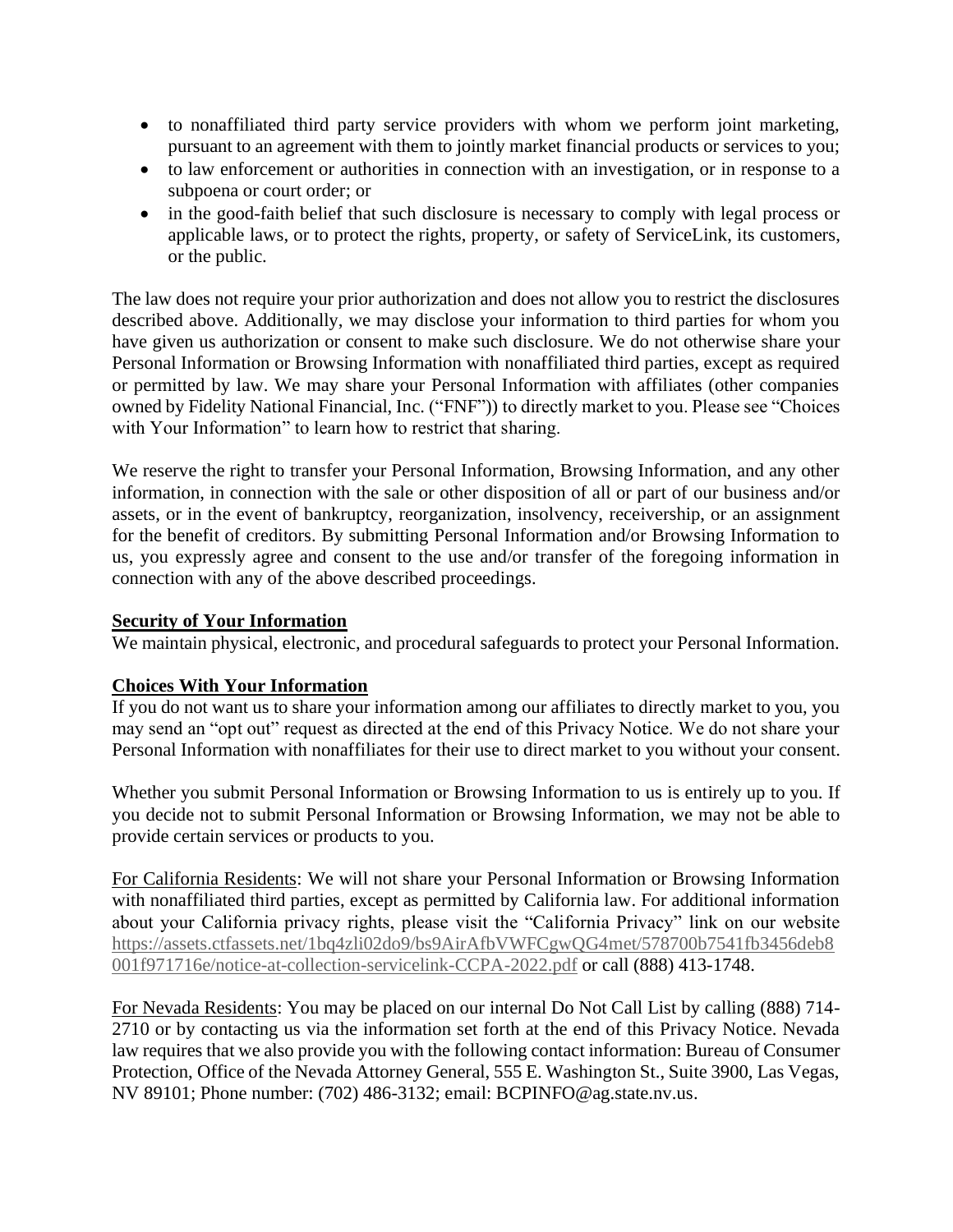- to nonaffiliated third party service providers with whom we perform joint marketing, pursuant to an agreement with them to jointly market financial products or services to you;
- to law enforcement or authorities in connection with an investigation, or in response to a subpoena or court order; or
- in the good-faith belief that such disclosure is necessary to comply with legal process or applicable laws, or to protect the rights, property, or safety of ServiceLink, its customers, or the public.

The law does not require your prior authorization and does not allow you to restrict the disclosures described above. Additionally, we may disclose your information to third parties for whom you have given us authorization or consent to make such disclosure. We do not otherwise share your Personal Information or Browsing Information with nonaffiliated third parties, except as required or permitted by law. We may share your Personal Information with affiliates (other companies owned by Fidelity National Financial, Inc. ("FNF")) to directly market to you. Please see "Choices with Your Information" to learn how to restrict that sharing.

We reserve the right to transfer your Personal Information, Browsing Information, and any other information, in connection with the sale or other disposition of all or part of our business and/or assets, or in the event of bankruptcy, reorganization, insolvency, receivership, or an assignment for the benefit of creditors. By submitting Personal Information and/or Browsing Information to us, you expressly agree and consent to the use and/or transfer of the foregoing information in connection with any of the above described proceedings.

**Security of Your Information**

We maintain physical, electronic, and procedural safeguards to protect your Personal Information.

**Choices With Your Information**

If you do not want us to share your information among our affiliates to directly market to you, you may send an "opt out" request as directed at the end of this Privacy Notice. We do not share your Personal Information with nonaffiliates for their use to direct market to you without your consent.

Whether you submit Personal Information or Browsing Information to us is entirely up to you. If you decide not to submit Personal Information or Browsing Information, we may not be able to provide certain services or products to you.

For California Residents: We will not share your Personal Information or Browsing Information with nonaffiliated third parties, except as permitted by California law. For additional information about your California privacy rights, please visit the "California Privacy" link on our website https://assets.ctfassets.net/1bq4zli02do9/bs9AirAfbVWFCgwQG4met/578700b7541fb3456deb8001f971716e/notice-at-collection-servicelink-CCPA-2022.pdf or call (888) 413-1748.

For Nevada Residents: You may be placed on our internal Do Not Call List by calling (888) 714-2710 or by contacting us via the information set forth at the end of this Privacy Notice. Nevada law requires that we also provide you with the following contact information: Bureau of Consumer Protection, Office of the Nevada Attorney General, 555 E. Washington St., Suite 3900, Las Vegas, NV 89101; Phone number: (702) 486-3132; email: BCPINFO@ag.state.nv.us.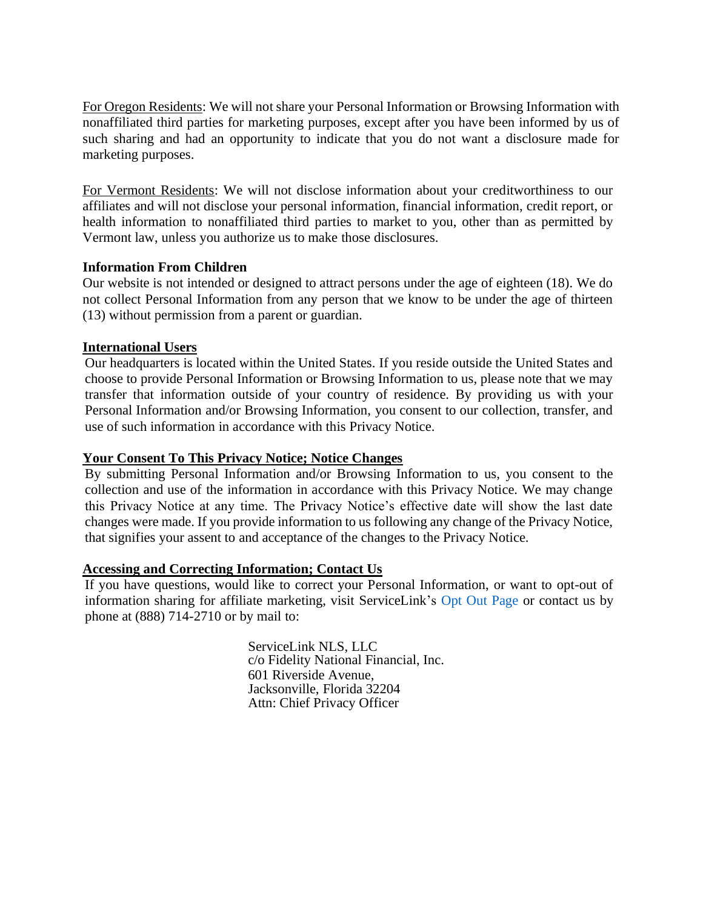For Oregon Residents: We will not share your Personal Information or Browsing Information with nonaffiliated third parties for marketing purposes, except after you have been informed by us of such sharing and had an opportunity to indicate that you do not want a disclosure made for marketing purposes.

For Vermont Residents: We will not disclose information about your creditworthiness to our affiliates and will not disclose your personal information, financial information, credit report, or health information to nonaffiliated third parties to market to you, other than as permitted by Vermont law, unless you authorize us to make those disclosures.

**Information From Children**

Our website is not intended or designed to attract persons under the age of eighteen (18). We do not collect Personal Information from any person that we know to be under the age of thirteen (13) without permission from a parent or guardian.

**International Users**

Our headquarters is located within the United States. If you reside outside the United States and choose to provide Personal Information or Browsing Information to us, please note that we may transfer that information outside of your country of residence. By providing us with your Personal Information and/or Browsing Information, you consent to our collection, transfer, and use of such information in accordance with this Privacy Notice.

**Your Consent To This Privacy Notice; Notice Changes**

By submitting Personal Information and/or Browsing Information to us, you consent to the collection and use of the information in accordance with this Privacy Notice. We may change this Privacy Notice at any time. The Privacy Notice's effective date will show the last date changes were made. If you provide information to us following any change of the Privacy Notice, that signifies your assent to and acceptance of the changes to the Privacy Notice.

**Accessing and Correcting Information; Contact Us**

If you have questions, would like to correct your Personal Information, or want to opt-out of information sharing for affiliate marketing, visit ServiceLink's Opt Out Page or contact us by phone at (888) 714-2710 or by mail to:

ServiceLink NLS, LLC
c/o Fidelity National Financial, Inc.
601 Riverside Avenue,
Jacksonville, Florida 32204
Attn: Chief Privacy Officer